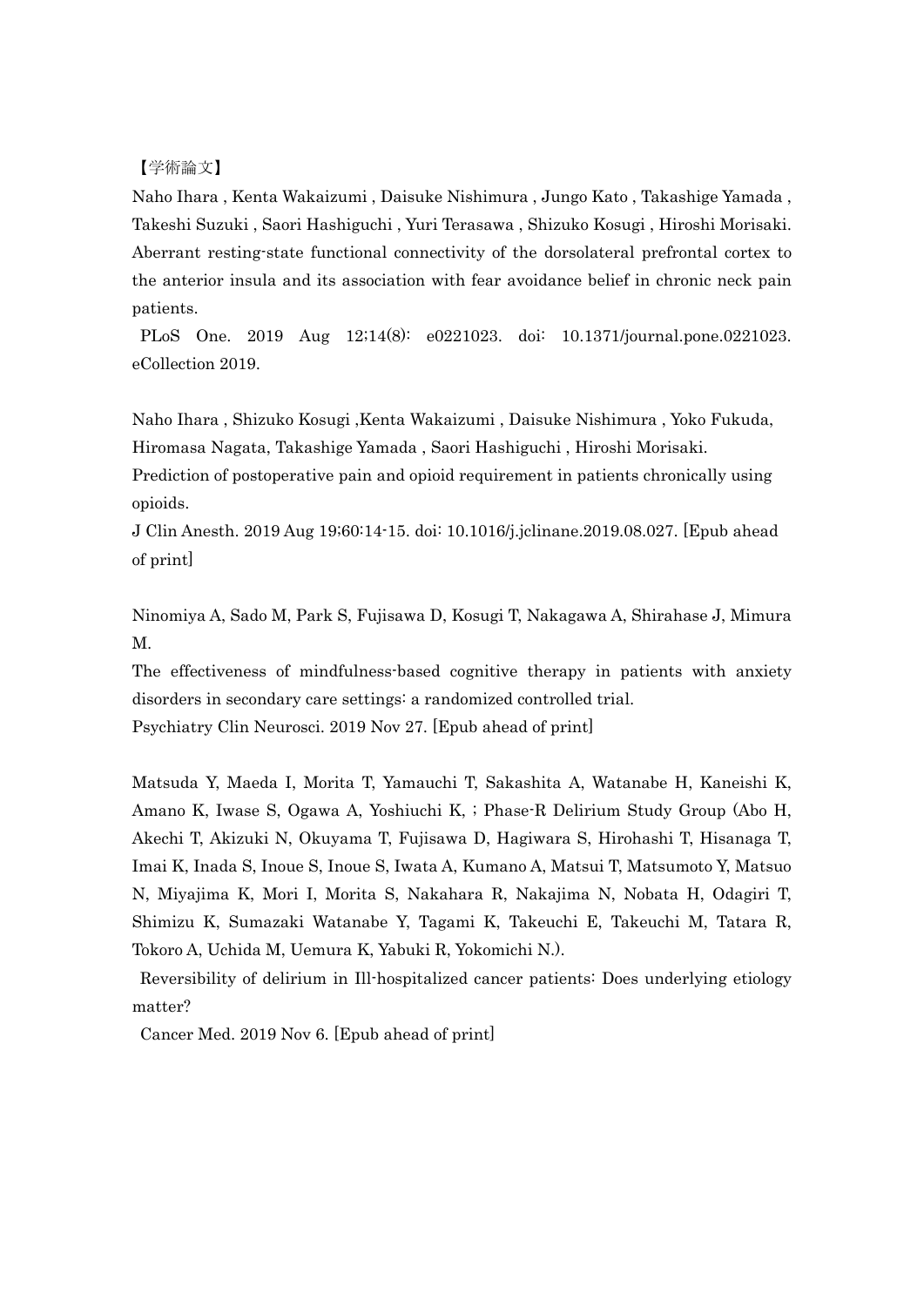【学術論文】

Naho Ihara , Kenta Wakaizumi , Daisuke Nishimura , Jungo Kato , Takashige Yamada , Takeshi Suzuki , Saori Hashiguchi , Yuri Terasawa , Shizuko Kosugi , Hiroshi Morisaki. Aberrant resting-state functional connectivity of the dorsolateral prefrontal cortex to the anterior insula and its association with fear avoidance belief in chronic neck pain patients.
PLoS One. 2019 Aug 12;14(8): e0221023. doi: 10.1371/journal.pone.0221023. eCollection 2019.

Naho Ihara , Shizuko Kosugi ,Kenta Wakaizumi , Daisuke Nishimura , Yoko Fukuda, Hiromasa Nagata, Takashige Yamada , Saori Hashiguchi , Hiroshi Morisaki.
Prediction of postoperative pain and opioid requirement in patients chronically using opioids.
J Clin Anesth. 2019 Aug 19;60:14-15. doi: 10.1016/j.jclinane.2019.08.027. [Epub ahead of print]

Ninomiya A, Sado M, Park S, Fujisawa D, Kosugi T, Nakagawa A, Shirahase J, Mimura M.
The effectiveness of mindfulness-based cognitive therapy in patients with anxiety disorders in secondary care settings: a randomized controlled trial.
Psychiatry Clin Neurosci. 2019 Nov 27. [Epub ahead of print]

Matsuda Y, Maeda I, Morita T, Yamauchi T, Sakashita A, Watanabe H, Kaneishi K, Amano K, Iwase S, Ogawa A, Yoshiuchi K, ; Phase-R Delirium Study Group (Abo H, Akechi T, Akizuki N, Okuyama T, Fujisawa D, Hagiwara S, Hirohashi T, Hisanaga T, Imai K, Inada S, Inoue S, Inoue S, Iwata A, Kumano A, Matsui T, Matsumoto Y, Matsuo N, Miyajima K, Mori I, Morita S, Nakahara R, Nakajima N, Nobata H, Odagiri T, Shimizu K, Sumazaki Watanabe Y, Tagami K, Takeuchi E, Takeuchi M, Tatara R, Tokoro A, Uchida M, Uemura K, Yabuki R, Yokomichi N.).
Reversibility of delirium in Ill-hospitalized cancer patients: Does underlying etiology matter?
Cancer Med. 2019 Nov 6. [Epub ahead of print]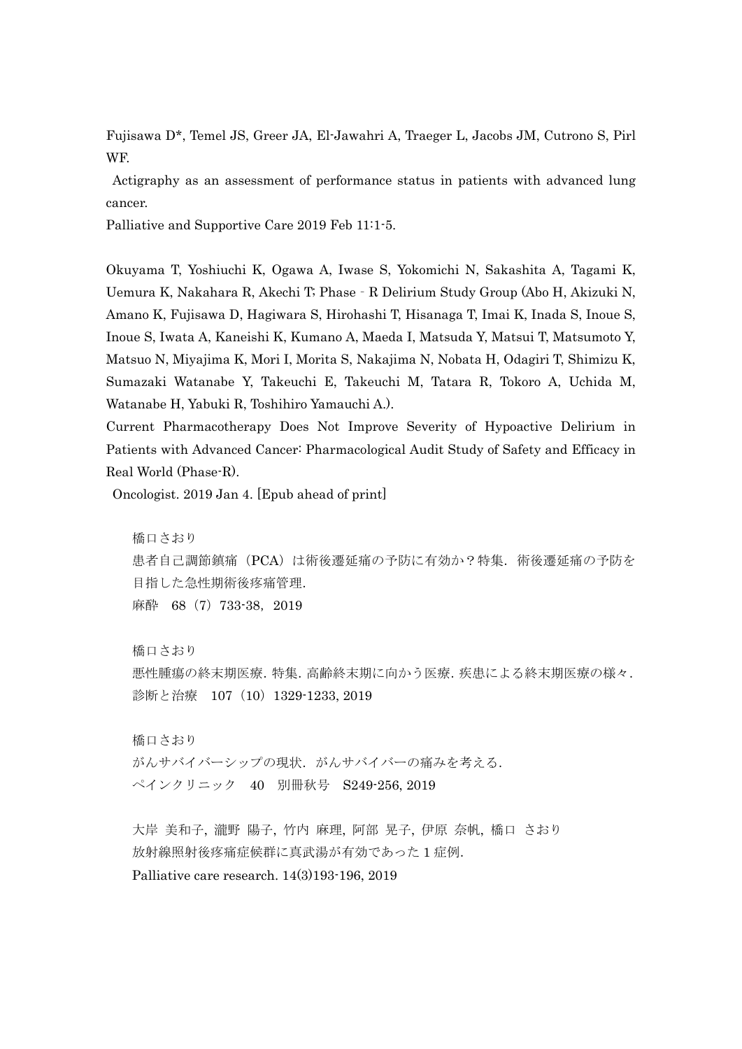Fujisawa D*, Temel JS, Greer JA, El-Jawahri A, Traeger L, Jacobs JM, Cutrono S, Pirl WF.

Actigraphy as an assessment of performance status in patients with advanced lung cancer.

Palliative and Supportive Care 2019 Feb 11:1-5.

Okuyama T, Yoshiuchi K, Ogawa A, Iwase S, Yokomichi N, Sakashita A, Tagami K, Uemura K, Nakahara R, Akechi T; Phase‐R Delirium Study Group (Abo H, Akizuki N, Amano K, Fujisawa D, Hagiwara S, Hirohashi T, Hisanaga T, Imai K, Inada S, Inoue S, Inoue S, Iwata A, Kaneishi K, Kumano A, Maeda I, Matsuda Y, Matsui T, Matsumoto Y, Matsuo N, Miyajima K, Mori I, Morita S, Nakajima N, Nobata H, Odagiri T, Shimizu K, Sumazaki Watanabe Y, Takeuchi E, Takeuchi M, Tatara R, Tokoro A, Uchida M, Watanabe H, Yabuki R, Toshihiro Yamauchi A.).

Current Pharmacotherapy Does Not Improve Severity of Hypoactive Delirium in Patients with Advanced Cancer: Pharmacological Audit Study of Safety and Efficacy in Real World (Phase-R).

Oncologist. 2019 Jan 4. [Epub ahead of print]

橋口さおり

患者自己調節鎮痛（PCA）は術後遷延痛の予防に有効か？特集．術後遷延痛の予防を目指した急性期術後疼痛管理．

麻酔　68（7）733-38，2019

橋口さおり

悪性腫瘍の終末期医療. 特集. 高齢終末期に向かう医療. 疾患による終末期医療の様々.

診断と治療　107（10）1329-1233, 2019

橋口さおり

がんサバイバーシップの現状．がんサバイバーの痛みを考える．

ペインクリニック　40　別冊秋号　S249-256, 2019

大岸 美和子, 瀧野 陽子, 竹内 麻理, 阿部 晃子, 伊原 奈帆, 橋口 さおり

放射線照射後疼痛症候群に真武湯が有効であった 1 症例.

Palliative care research. 14(3)193-196, 2019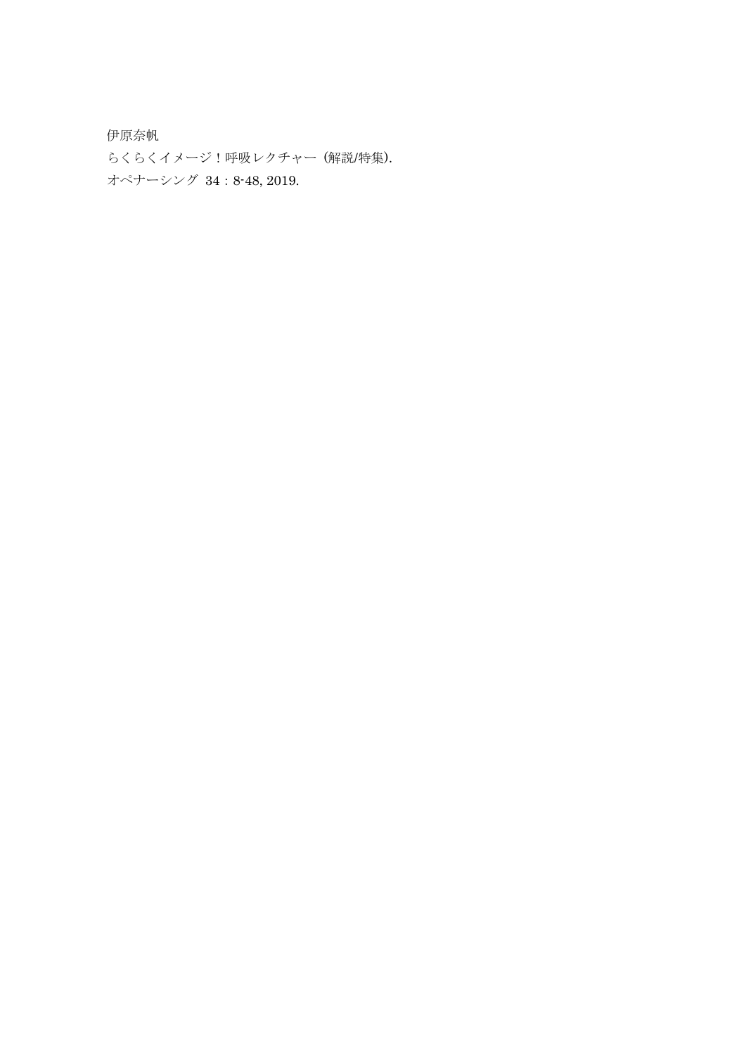伊原奈帆

らくらくイメージ！呼吸レクチャー（解説/特集).

オペナーシング 34：8-48, 2019.